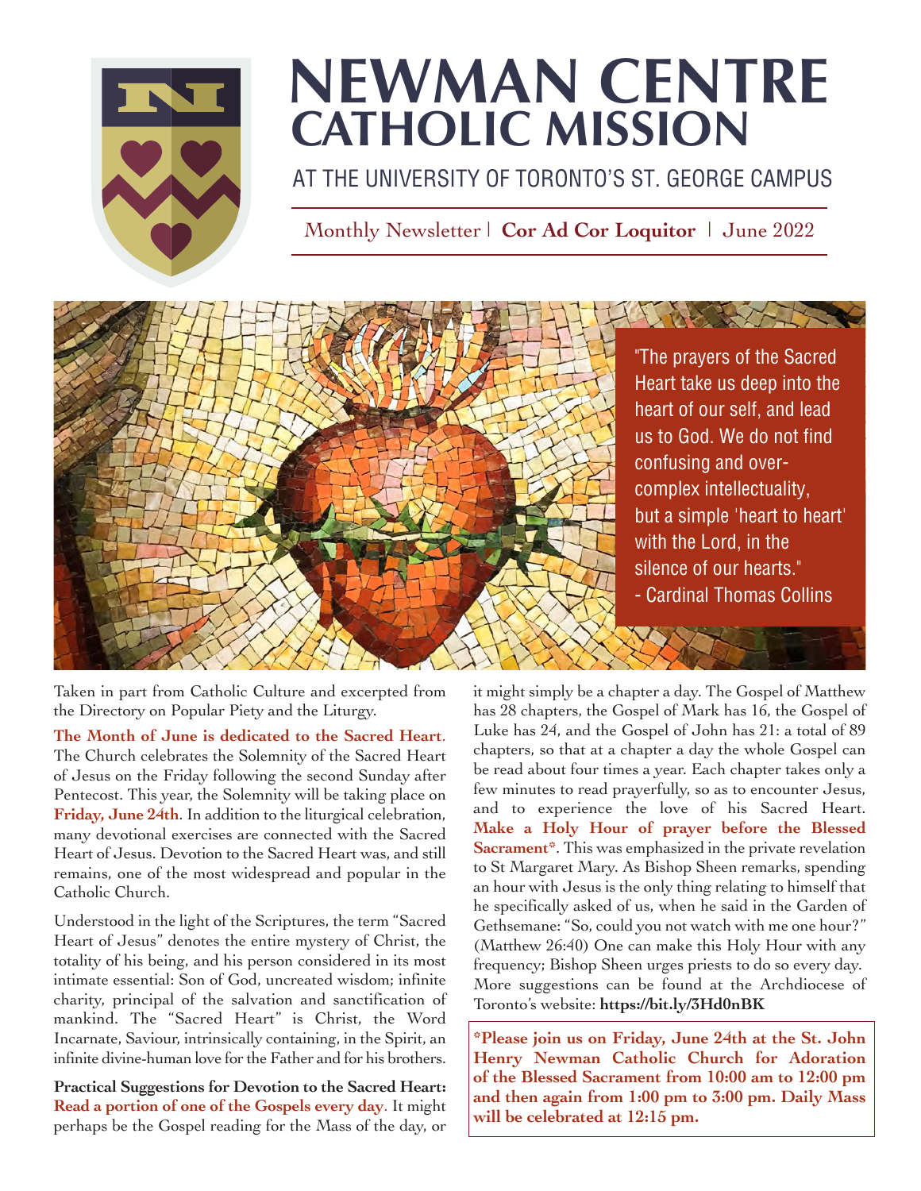# NEWMAN CENTRE CATHOLIC MISSION

## AT THE UNIVERSITY OF TORONTO'S ST. GEORGE CAMPUS

Monthly Newsletter | **Cor Ad Cor Loquitor** | June 2022

"The prayers of the Sacred Heart take us deep into the heart of our self, and lead us to God. We do not find confusing and over-complex intellectuality, but a simple 'heart to heart' with the Lord, in the silence of our hearts."
- Cardinal Thomas Collins

Taken in part from Catholic Culture and excerpted from the Directory on Popular Piety and the Liturgy.

**The Month of June is dedicated to the Sacred Heart**. The Church celebrates the Solemnity of the Sacred Heart of Jesus on the Friday following the second Sunday after Pentecost. This year, the Solemnity will be taking place on **Friday, June 24th**. In addition to the liturgical celebration, many devotional exercises are connected with the Sacred Heart of Jesus. Devotion to the Sacred Heart was, and still remains, one of the most widespread and popular in the Catholic Church.

Understood in the light of the Scriptures, the term "Sacred Heart of Jesus" denotes the entire mystery of Christ, the totality of his being, and his person considered in its most intimate essential: Son of God, uncreated wisdom; infinite charity, principal of the salvation and sanctification of mankind. The "Sacred Heart" is Christ, the Word Incarnate, Saviour, intrinsically containing, in the Spirit, an infinite divine-human love for the Father and for his brothers.

**Practical Suggestions for Devotion to the Sacred Heart:** **Read a portion of one of the Gospels every day**. It might perhaps be the Gospel reading for the Mass of the day, or it might simply be a chapter a day. The Gospel of Matthew has 28 chapters, the Gospel of Mark has 16, the Gospel of Luke has 24, and the Gospel of John has 21: a total of 89 chapters, so that at a chapter a day the whole Gospel can be read about four times a year. Each chapter takes only a few minutes to read prayerfully, so as to encounter Jesus, and to experience the love of his Sacred Heart. **Make a Holy Hour of prayer before the Blessed Sacrament***. This was emphasized in the private revelation to St Margaret Mary. As Bishop Sheen remarks, spending an hour with Jesus is the only thing relating to himself that he specifically asked of us, when he said in the Garden of Gethsemane: "So, could you not watch with me one hour?" (Matthew 26:40) One can make this Holy Hour with any frequency; Bishop Sheen urges priests to do so every day. More suggestions can be found at the Archdiocese of Toronto's website: **https://bit.ly/3Hd0nBK**

***Please join us on Friday, June 24th at the St. John Henry Newman Catholic Church for Adoration of the Blessed Sacrament from 10:00 am to 12:00 pm and then again from 1:00 pm to 3:00 pm. Daily Mass will be celebrated at 12:15 pm.**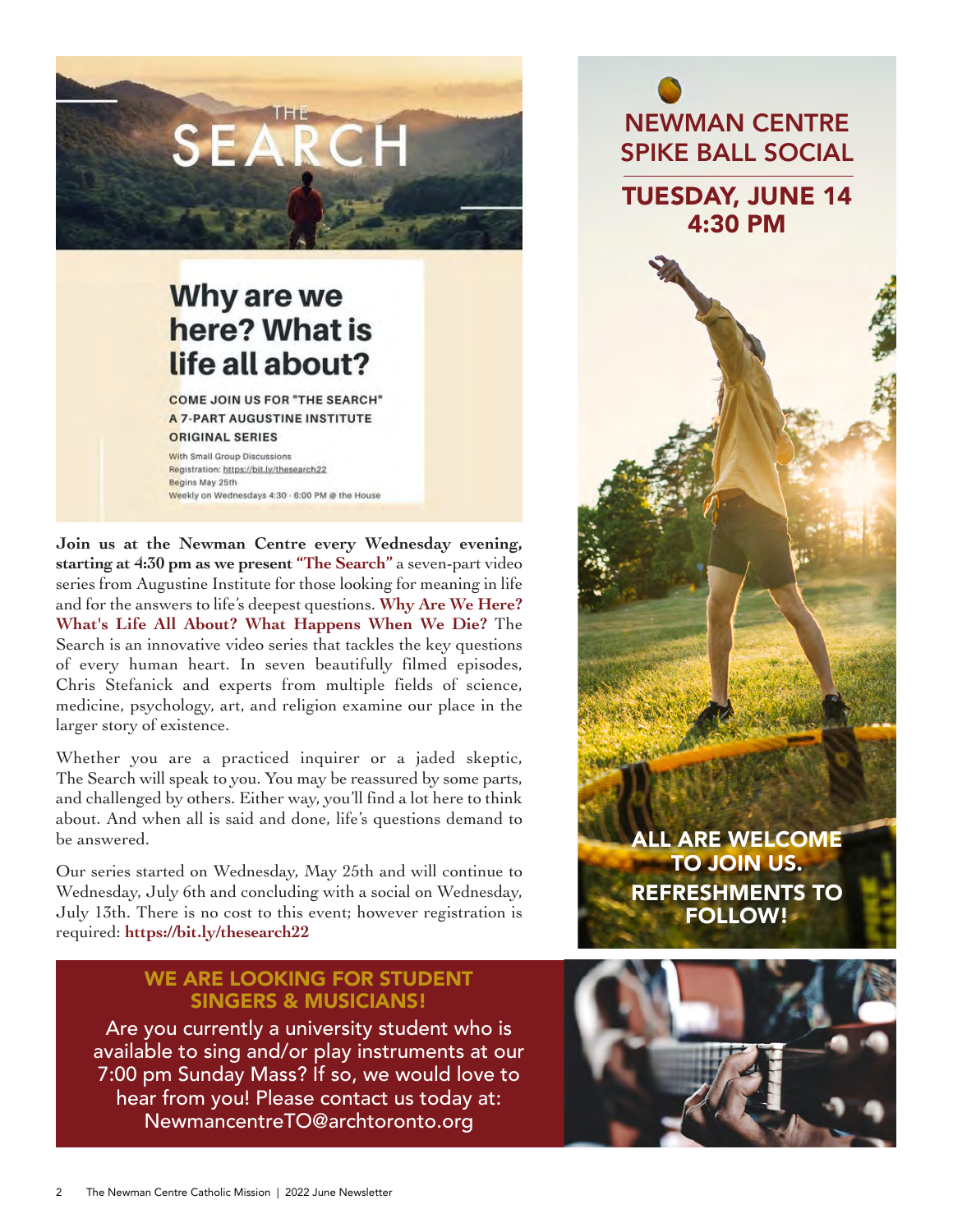THE SEARCH

## Why are we here? What is life all about?

**COME JOIN US FOR "THE SEARCH" A 7-PART AUGUSTINE INSTITUTE ORIGINAL SERIES**

With Small Group Discussions
Registration: https://bit.ly/thesearch22
Begins May 25th
Weekly on Wednesdays 4:30 - 6:00 PM @ the House

**Join us at the Newman Centre every Wednesday evening, starting at 4:30 pm as we present "The Search"** a seven-part video series from Augustine Institute for those looking for meaning in life and for the answers to life's deepest questions. **Why Are We Here? What's Life All About? What Happens When We Die?** The Search is an innovative video series that tackles the key questions of every human heart. In seven beautifully filmed episodes, Chris Stefanick and experts from multiple fields of science, medicine, psychology, art, and religion examine our place in the larger story of existence.

Whether you are a practiced inquirer or a jaded skeptic, The Search will speak to you. You may be reassured by some parts, and challenged by others. Either way, you'll find a lot here to think about. And when all is said and done, life's questions demand to be answered.

Our series started on Wednesday, May 25th and will continue to Wednesday, July 6th and concluding with a social on Wednesday, July 13th. There is no cost to this event; however registration is required: **https://bit.ly/thesearch22**

## NEWMAN CENTRE SPIKE BALL SOCIAL

**TUESDAY, JUNE 14 4:30 PM**

**ALL ARE WELCOME TO JOIN US. REFRESHMENTS TO FOLLOW!**

## WE ARE LOOKING FOR STUDENT SINGERS & MUSICIANS!

Are you currently a university student who is available to sing and/or play instruments at our 7:00 pm Sunday Mass? If so, we would love to hear from you! Please contact us today at: NewmancentreTO@archtoronto.org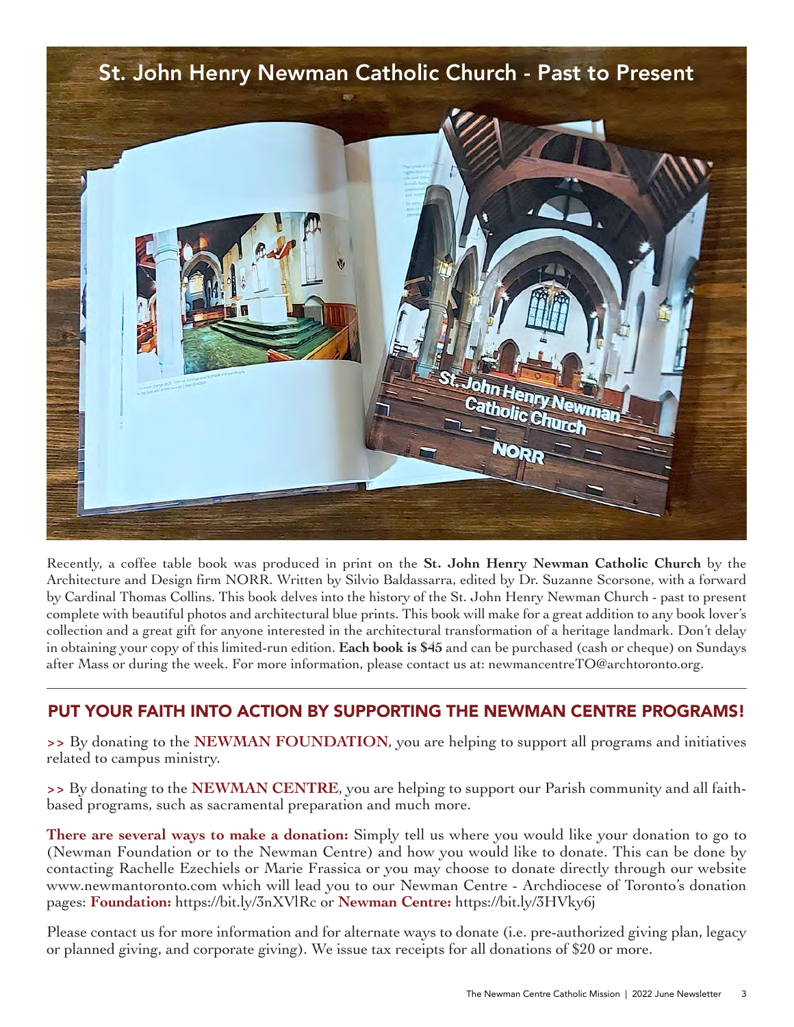## St. John Henry Newman Catholic Church - Past to Present

Recently, a coffee table book was produced in print on the **St. John Henry Newman Catholic Church** by the Architecture and Design firm NORR. Written by Silvio Baldassarra, edited by Dr. Suzanne Scorsone, with a forward by Cardinal Thomas Collins. This book delves into the history of the St. John Henry Newman Church - past to present complete with beautiful photos and architectural blue prints. This book will make for a great addition to any book lover's collection and a great gift for anyone interested in the architectural transformation of a heritage landmark. Don't delay in obtaining your copy of this limited-run edition. **Each book is $45** and can be purchased (cash or cheque) on Sundays after Mass or during the week. For more information, please contact us at: newmancentreTO@archtoronto.org.

---

## PUT YOUR FAITH INTO ACTION BY SUPPORTING THE NEWMAN CENTRE PROGRAMS!

**>>** By donating to the **NEWMAN FOUNDATION**, you are helping to support all programs and initiatives related to campus ministry.

**>>** By donating to the **NEWMAN CENTRE**, you are helping to support our Parish community and all faith-based programs, such as sacramental preparation and much more.

**There are several ways to make a donation:** Simply tell us where you would like your donation to go to (Newman Foundation or to the Newman Centre) and how you would like to donate. This can be done by contacting Rachelle Ezechiels or Marie Frassica or you may choose to donate directly through our website www.newmantoronto.com which will lead you to our Newman Centre - Archdiocese of Toronto's donation pages: **Foundation:** https://bit.ly/3nXVlRc or **Newman Centre:** https://bit.ly/3HVky6j

Please contact us for more information and for alternate ways to donate (i.e. pre-authorized giving plan, legacy or planned giving, and corporate giving). We issue tax receipts for all donations of $20 or more.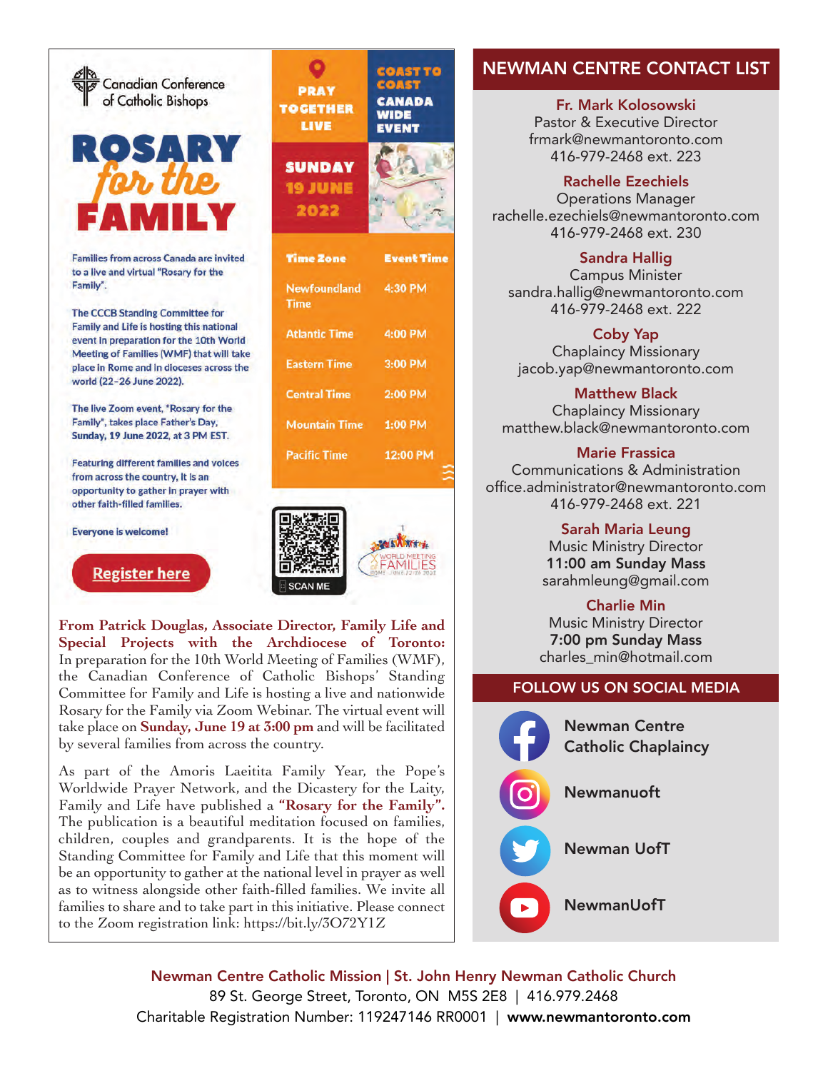Canadian Conference of Catholic Bishops

# ROSARY for the FAMILY

Families from across Canada are invited to a live and virtual "Rosary for the Family".

The CCCB Standing Committee for Family and Life is hosting this national event in preparation for the 10th World Meeting of Families (WMF) that will take place in Rome and in dioceses across the world (22-26 June 2022).

The live Zoom event, "Rosary for the Family", takes place Father's Day, Sunday, 19 June 2022, at 3 PM EST.

Featuring different families and voices from across the country, it is an opportunity to gather in prayer with other faith-filled families.

Everyone is welcome!

Register here

PRAY TOGETHER LIVE

COAST TO COAST CANADA WIDE EVENT

SUNDAY 19 JUNE 2022

| Time Zone | Event Time |
|---|---|
| Newfoundland Time | 4:30 PM |
| Atlantic Time | 4:00 PM |
| Eastern Time | 3:00 PM |
| Central Time | 2:00 PM |
| Mountain Time | 1:00 PM |
| Pacific Time | 12:00 PM |

SCAN ME

X World Meeting of Families Rome June 22/26 2022

**From Patrick Douglas, Associate Director, Family Life and Special Projects with the Archdiocese of Toronto:** In preparation for the 10th World Meeting of Families (WMF), the Canadian Conference of Catholic Bishops' Standing Committee for Family and Life is hosting a live and nationwide Rosary for the Family via Zoom Webinar. The virtual event will take place on **Sunday, June 19 at 3:00 pm** and will be facilitated by several families from across the country.

As part of the Amoris Laeitita Family Year, the Pope's Worldwide Prayer Network, and the Dicastery for the Laity, Family and Life have published a **"Rosary for the Family".** The publication is a beautiful meditation focused on families, children, couples and grandparents. It is the hope of the Standing Committee for Family and Life that this moment will be an opportunity to gather at the national level in prayer as well as to witness alongside other faith-filled families. We invite all families to share and to take part in this initiative. Please connect to the Zoom registration link: https://bit.ly/3O72Y1Z

## NEWMAN CENTRE CONTACT LIST

**Fr. Mark Kolosowski**
Pastor & Executive Director
frmark@newmantoronto.com
416-979-2468 ext. 223

**Rachelle Ezechiels**
Operations Manager
rachelle.ezechiels@newmantoronto.com
416-979-2468 ext. 230

**Sandra Hallig**
Campus Minister
sandra.hallig@newmantoronto.com
416-979-2468 ext. 222

**Coby Yap**
Chaplaincy Missionary
jacob.yap@newmantoronto.com

**Matthew Black**
Chaplaincy Missionary
matthew.black@newmantoronto.com

**Marie Frassica**
Communications & Administration
office.administrator@newmantoronto.com
416-979-2468 ext. 221

**Sarah Maria Leung**
Music Ministry Director
**11:00 am Sunday Mass**
sarahmleung@gmail.com

**Charlie Min**
Music Ministry Director
**7:00 pm Sunday Mass**
charles_min@hotmail.com

## FOLLOW US ON SOCIAL MEDIA

Facebook: **Newman Centre Catholic Chaplaincy**

Instagram: **Newmanuoft**

Twitter: **Newman UofT**

YouTube: **NewmanUofT**

**Newman Centre Catholic Mission | St. John Henry Newman Catholic Church**
89 St. George Street, Toronto, ON M5S 2E8 | 416.979.2468
Charitable Registration Number: 119247146 RR0001 | **www.newmantoronto.com**